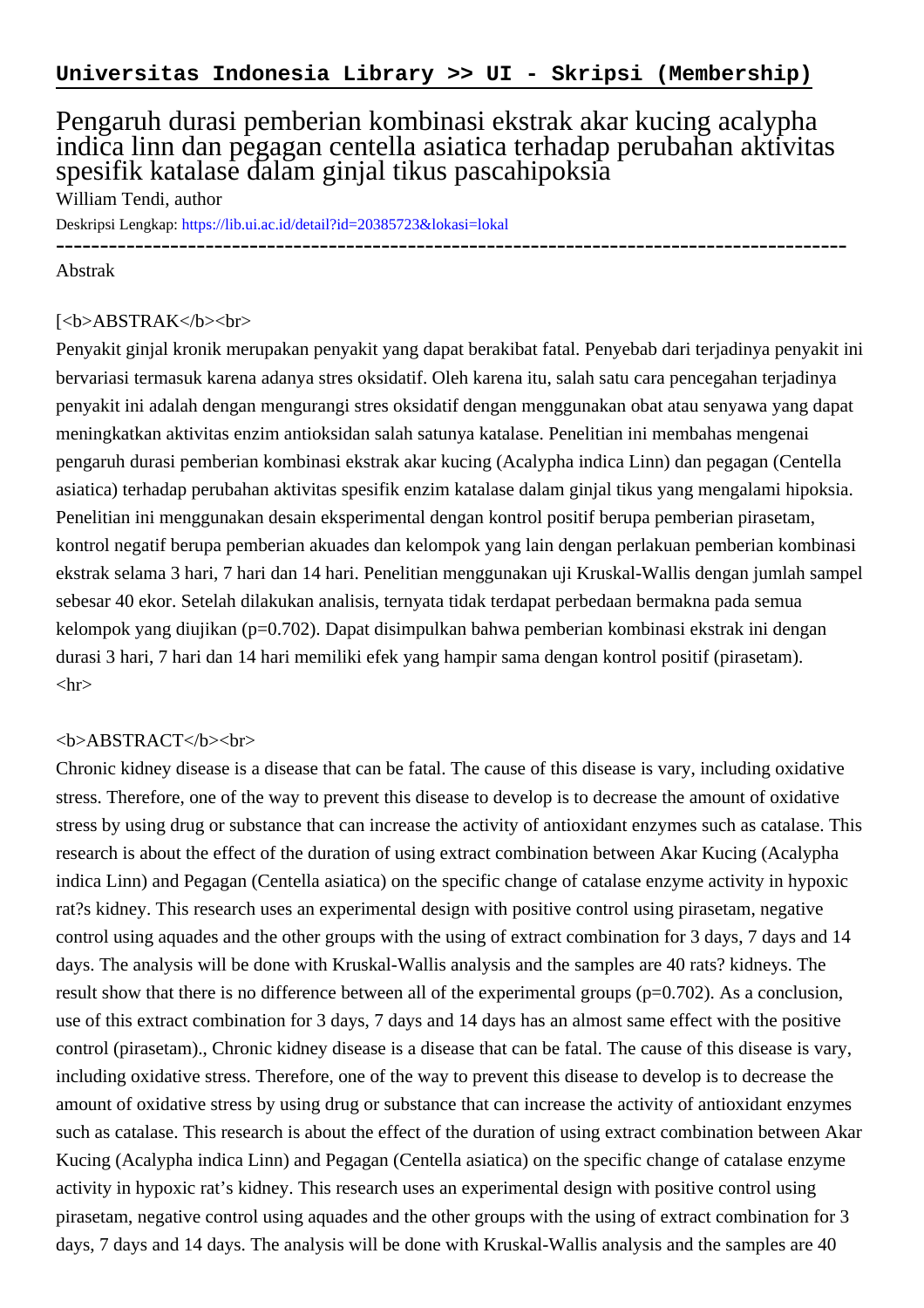**Universitas Indonesia Library >> UI - Skripsi (Membership)**

# Pengaruh durasi pemberian kombinasi ekstrak akar kucing acalypha indica linn dan pegagan centella asiatica terhadap perubahan aktivitas spesifik katalase dalam ginjal tikus pascahipoksia

William Tendi, author

Deskripsi Lengkap: https://lib.ui.ac.id/detail?id=20385723&lokasi=lokal

------------------------------------------------------------------------------------------

Abstrak

[<b>ABSTRAK</b><br>

Penyakit ginjal kronik merupakan penyakit yang dapat berakibat fatal. Penyebab dari terjadinya penyakit ini bervariasi termasuk karena adanya stres oksidatif. Oleh karena itu, salah satu cara pencegahan terjadinya penyakit ini adalah dengan mengurangi stres oksidatif dengan menggunakan obat atau senyawa yang dapat meningkatkan aktivitas enzim antioksidan salah satunya katalase. Penelitian ini membahas mengenai pengaruh durasi pemberian kombinasi ekstrak akar kucing (Acalypha indica Linn) dan pegagan (Centella asiatica) terhadap perubahan aktivitas spesifik enzim katalase dalam ginjal tikus yang mengalami hipoksia. Penelitian ini menggunakan desain eksperimental dengan kontrol positif berupa pemberian pirasetam, kontrol negatif berupa pemberian akuades dan kelompok yang lain dengan perlakuan pemberian kombinasi ekstrak selama 3 hari, 7 hari dan 14 hari. Penelitian menggunakan uji Kruskal-Wallis dengan jumlah sampel sebesar 40 ekor. Setelah dilakukan analisis, ternyata tidak terdapat perbedaan bermakna pada semua kelompok yang diujikan (p=0.702). Dapat disimpulkan bahwa pemberian kombinasi ekstrak ini dengan durasi 3 hari, 7 hari dan 14 hari memiliki efek yang hampir sama dengan kontrol positif (pirasetam).
<hr>

<b>ABSTRACT</b><br>

Chronic kidney disease is a disease that can be fatal. The cause of this disease is vary, including oxidative stress. Therefore, one of the way to prevent this disease to develop is to decrease the amount of oxidative stress by using drug or substance that can increase the activity of antioxidant enzymes such as catalase. This research is about the effect of the duration of using extract combination between Akar Kucing (Acalypha indica Linn) and Pegagan (Centella asiatica) on the specific change of catalase enzyme activity in hypoxic rat?s kidney. This research uses an experimental design with positive control using pirasetam, negative control using aquades and the other groups with the using of extract combination for 3 days, 7 days and 14 days. The analysis will be done with Kruskal-Wallis analysis and the samples are 40 rats? kidneys. The result show that there is no difference between all of the experimental groups (p=0.702). As a conclusion, use of this extract combination for 3 days, 7 days and 14 days has an almost same effect with the positive control (pirasetam)., Chronic kidney disease is a disease that can be fatal. The cause of this disease is vary, including oxidative stress. Therefore, one of the way to prevent this disease to develop is to decrease the amount of oxidative stress by using drug or substance that can increase the activity of antioxidant enzymes such as catalase. This research is about the effect of the duration of using extract combination between Akar Kucing (Acalypha indica Linn) and Pegagan (Centella asiatica) on the specific change of catalase enzyme activity in hypoxic rat’s kidney. This research uses an experimental design with positive control using pirasetam, negative control using aquades and the other groups with the using of extract combination for 3 days, 7 days and 14 days. The analysis will be done with Kruskal-Wallis analysis and the samples are 40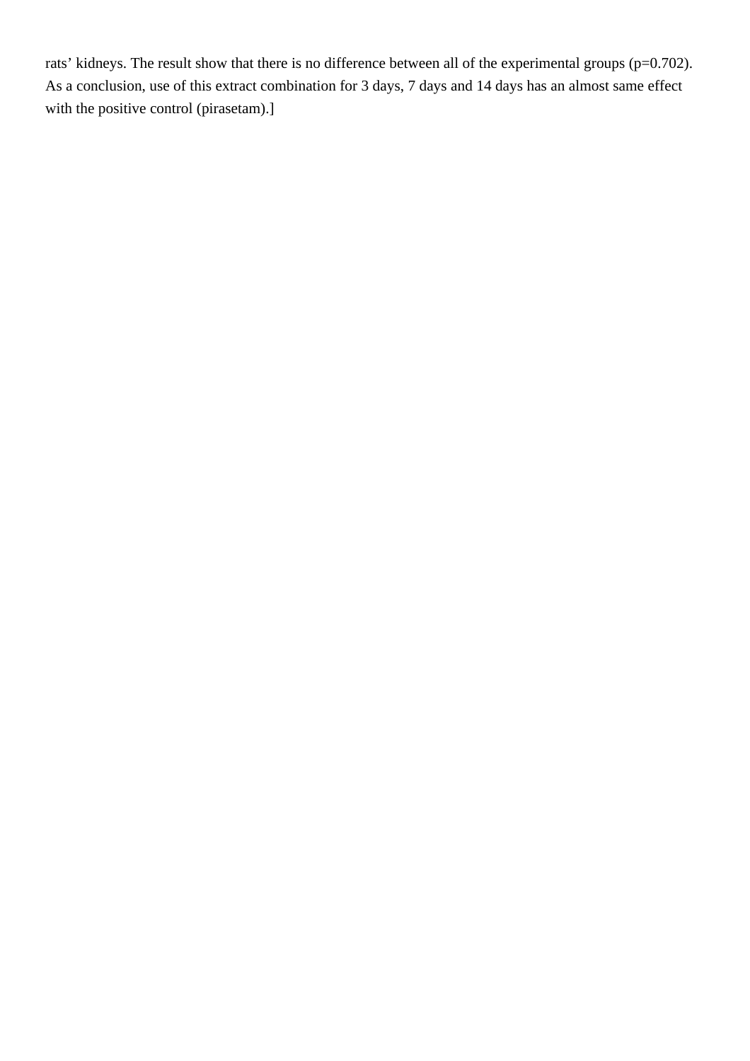rats' kidneys. The result show that there is no difference between all of the experimental groups ($p=0.702$). As a conclusion, use of this extract combination for 3 days, 7 days and 14 days has an almost same effect with the positive control (pirasetam).]